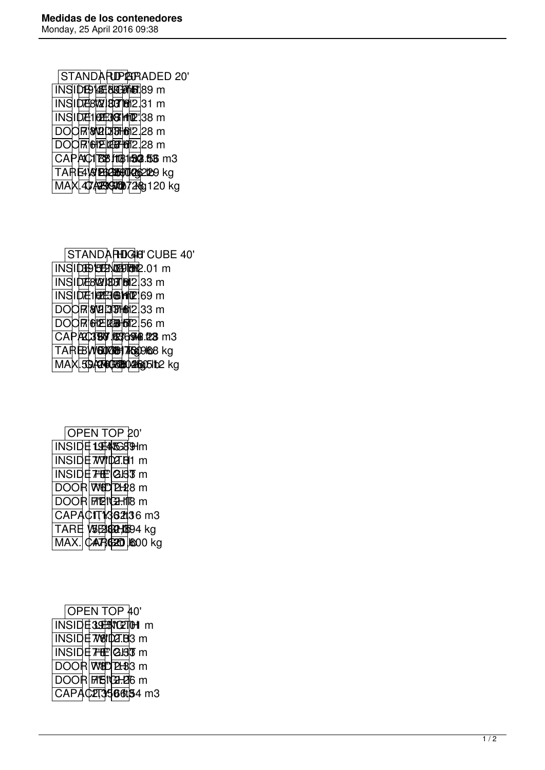# Medidas de los contenedores

Monday, 25 April 2016 09:38

| | STANDARD 20' | UPGRADED 20' |
|---|---|---|
| INSIDE LENGTH | | 5.89 m |
| INSIDE WIDTH | | 2.31 m |
| INSIDE HEIGHT | | 2.38 m |
| DOOR WIDTH | | 2.28 m |
| DOOR HEIGHT | | 2.28 m |
| CAPACITY | | m3 |
| TARE WEIGHT | | kg |
| MAX. CARGO | | 120 kg |

| | STANDARD 40' | HIGH CUBE 40' |
|---|---|---|
| INSIDE LENGTH | | 12.01 m |
| INSIDE WIDTH | | 2.33 m |
| INSIDE HEIGHT | | 2.69 m |
| DOOR WIDTH | | 2.33 m |
| DOOR HEIGHT | | 2.56 m |
| CAPACITY | | m3 |
| TARE WEIGHT | | kg |
| MAX. CARGO | | kg |

| OPEN TOP 20' | |
|---|---|
| INSIDE LENGTH | 5.89 m |
| INSIDE WIDTH | 2.31 m |
| INSIDE HEIGHT | m |
| DOOR WIDTH | 2.28 m |
| DOOR HEIGHT | m |
| CAPACITY | m3 |
| TARE WEIGHT | kg |
| MAX. CARGO | kg |

| OPEN TOP 40' | |
|---|---|
| INSIDE LENGTH | m |
| INSIDE WIDTH | m |
| INSIDE HEIGHT | m |
| DOOR WIDTH | m |
| DOOR HEIGHT | m |
| CAPACITY | m3 |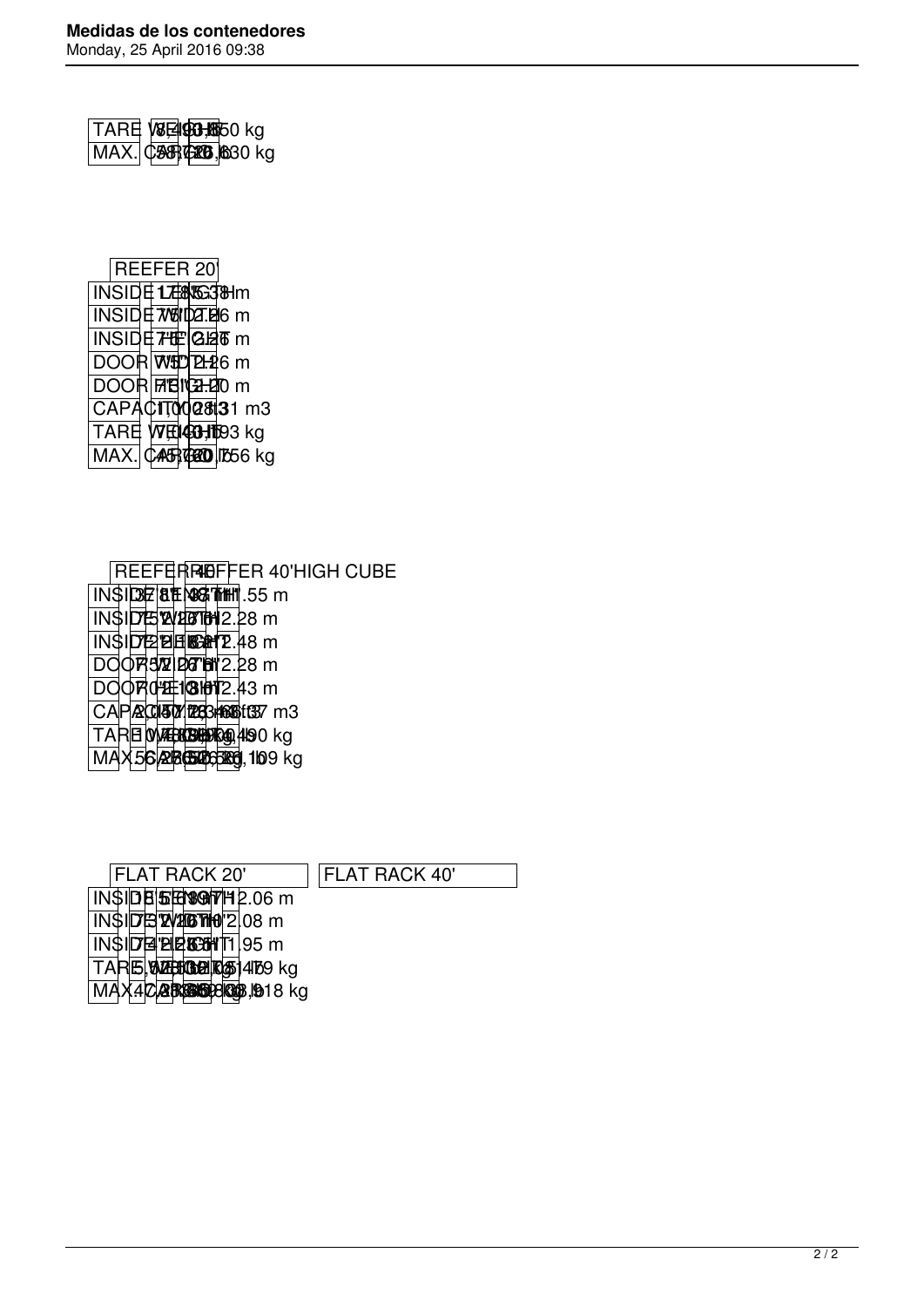| | |
|---|---|
| TARE WEIGHT | 8,490 lb / 3,850 kg |
| MAX. CARGO | 58,710 lb / 26,630 kg |

| | REEFER 20' |
|---|---|
| INSIDE LENGTH | 17'8" / 5.38 m |
| INSIDE WIDTH | 7'5" / 2.26 m |
| INSIDE HEIGHT | 7'5" / 2.26 m |
| DOOR WIDTH | 7'5" / 2.26 m |
| DOOR HEIGHT | 7'3" / 2.20 m |
| CAPACITY | 1,000 cu ft / 28.31 m3 |
| TARE WEIGHT | 7,040 lb / 3,193 kg |
| MAX. CARGO | 45,760 lb / 20,756 kg |

| | REEFER 40' | REEFER 40'HIGH CUBE |
|---|---|---|
| INSIDE LENGTH | 37'8" | 11.55 m |
| INSIDE WIDTH | 7'5" | 2.28 m |
| INSIDE HEIGHT | 7'2" | 2.48 m |
| DOOR WIDTH | 7'5" | 2.28 m |
| DOOR HEIGHT | 7'0" | 2.43 m |
| CAPACITY | 2,150 cu ft | 67.37 m3 |
| TARE WEIGHT | 10,4 lb | 4,490 kg |
| MAX. CARGO | 56,2 lb | 29,109 kg |

| | FLAT RACK 20' | FLAT RACK 40' |
|---|---|---|
| INSIDE LENGTH | 18'5" | 12.06 m |
| INSIDE WIDTH | 7'3" | 2.08 m |
| INSIDE HEIGHT | 7'4" | 1.95 m |
| TARE WEIGHT | 5,800 lb | 5,479 kg |
| MAX. CARGO | 47,300 lb | 40,818 kg |